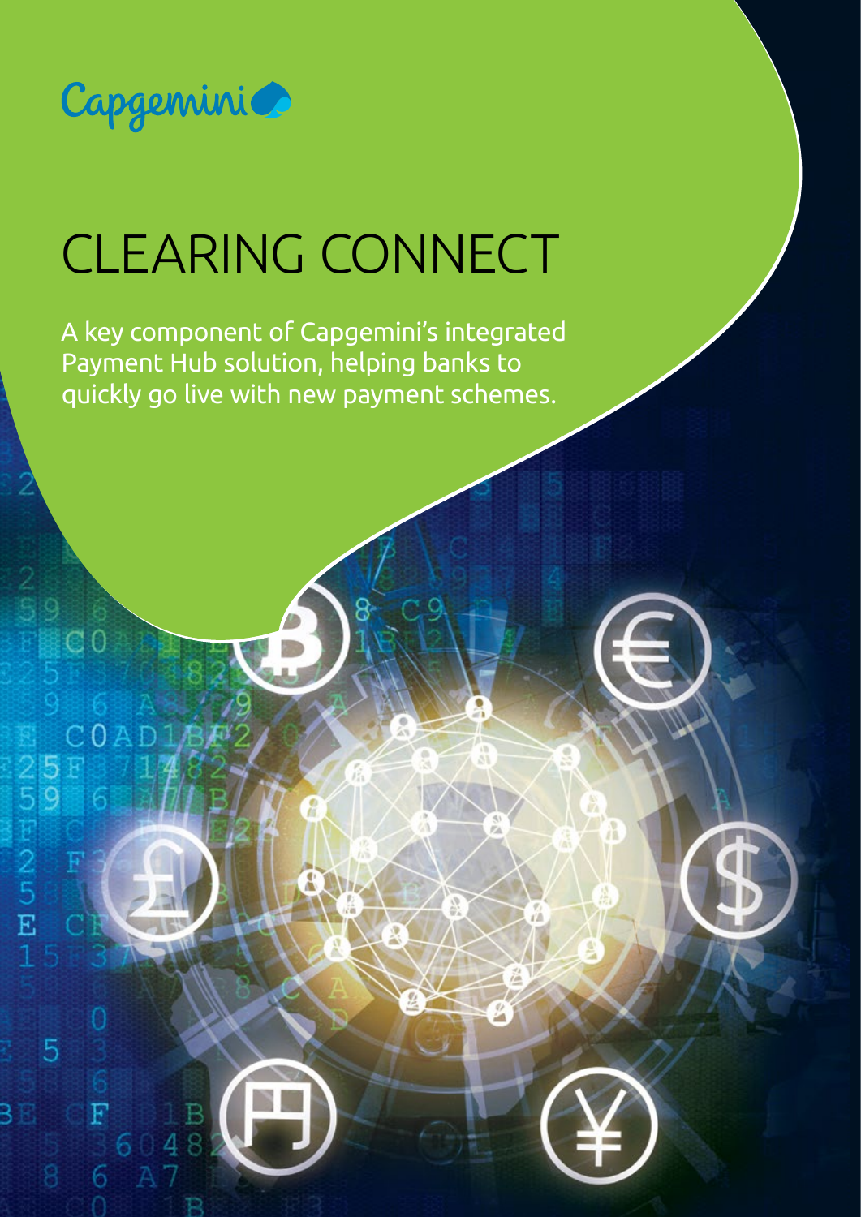Capgemini

# CLEARING CONNECT

A key component of Capgemini's integrated Payment Hub solution, helping banks to quickly go live with new payment schemes.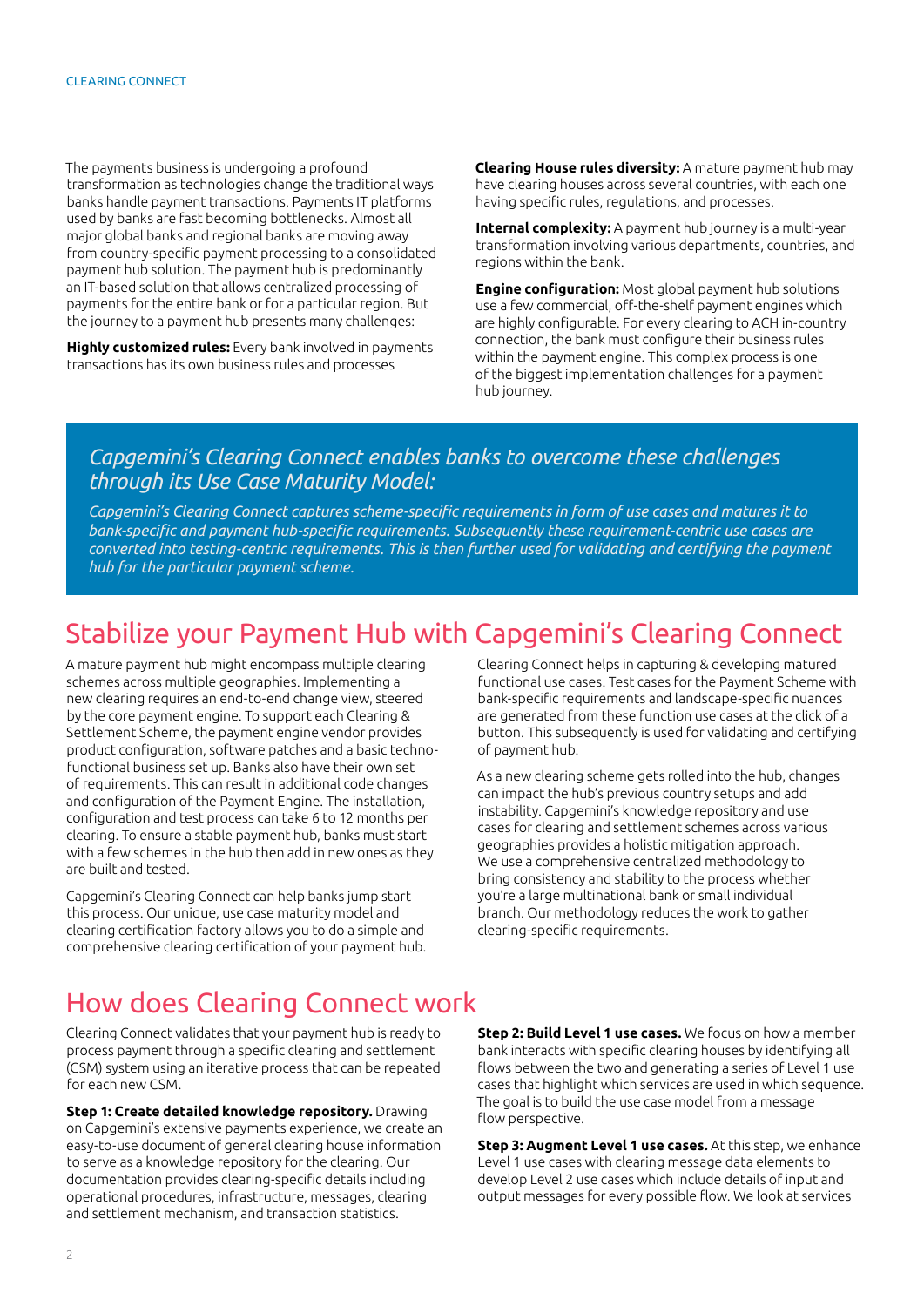The payments business is undergoing a profound transformation as technologies change the traditional ways banks handle payment transactions. Payments IT platforms used by banks are fast becoming bottlenecks. Almost all major global banks and regional banks are moving away from country-specific payment processing to a consolidated payment hub solution. The payment hub is predominantly an IT-based solution that allows centralized processing of payments for the entire bank or for a particular region. But the journey to a payment hub presents many challenges:

**Highly customized rules:** Every bank involved in payments transactions has its own business rules and processes

**Clearing House rules diversity:** A mature payment hub may have clearing houses across several countries, with each one having specific rules, regulations, and processes.

**Internal complexity:** A payment hub journey is a multi-year transformation involving various departments, countries, and regions within the bank.

**Engine configuration:** Most global payment hub solutions use a few commercial, off-the-shelf payment engines which are highly configurable. For every clearing to ACH in-country connection, the bank must configure their business rules within the payment engine. This complex process is one of the biggest implementation challenges for a payment hub journey.

*Capgemini's Clearing Connect enables banks to overcome these challenges through its Use Case Maturity Model:*

*Capgemini's Clearing Connect captures scheme-specific requirements in form of use cases and matures it to bank-specific and payment hub-specific requirements. Subsequently these requirement-centric use cases are converted into testing-centric requirements. This is then further used for validating and certifying the payment hub for the particular payment scheme.*

## Stabilize your Payment Hub with Capgemini's Clearing Connect

A mature payment hub might encompass multiple clearing schemes across multiple geographies. Implementing a new clearing requires an end-to-end change view, steered by the core payment engine. To support each Clearing & Settlement Scheme, the payment engine vendor provides product configuration, software patches and a basic techno-functional business set up. Banks also have their own set of requirements. This can result in additional code changes and configuration of the Payment Engine. The installation, configuration and test process can take 6 to 12 months per clearing. To ensure a stable payment hub, banks must start with a few schemes in the hub then add in new ones as they are built and tested.

Capgemini's Clearing Connect can help banks jump start this process. Our unique, use case maturity model and clearing certification factory allows you to do a simple and comprehensive clearing certification of your payment hub.

Clearing Connect helps in capturing & developing matured functional use cases. Test cases for the Payment Scheme with bank-specific requirements and landscape-specific nuances are generated from these function use cases at the click of a button. This subsequently is used for validating and certifying of payment hub.

As a new clearing scheme gets rolled into the hub, changes can impact the hub's previous country setups and add instability. Capgemini's knowledge repository and use cases for clearing and settlement schemes across various geographies provides a holistic mitigation approach. We use a comprehensive centralized methodology to bring consistency and stability to the process whether you're a large multinational bank or small individual branch. Our methodology reduces the work to gather clearing-specific requirements.

## How does Clearing Connect work

Clearing Connect validates that your payment hub is ready to process payment through a specific clearing and settlement (CSM) system using an iterative process that can be repeated for each new CSM.

**Step 1: Create detailed knowledge repository.** Drawing on Capgemini's extensive payments experience, we create an easy-to-use document of general clearing house information to serve as a knowledge repository for the clearing. Our documentation provides clearing-specific details including operational procedures, infrastructure, messages, clearing and settlement mechanism, and transaction statistics.

**Step 2: Build Level 1 use cases.** We focus on how a member bank interacts with specific clearing houses by identifying all flows between the two and generating a series of Level 1 use cases that highlight which services are used in which sequence. The goal is to build the use case model from a message flow perspective.

**Step 3: Augment Level 1 use cases.** At this step, we enhance Level 1 use cases with clearing message data elements to develop Level 2 use cases which include details of input and output messages for every possible flow. We look at services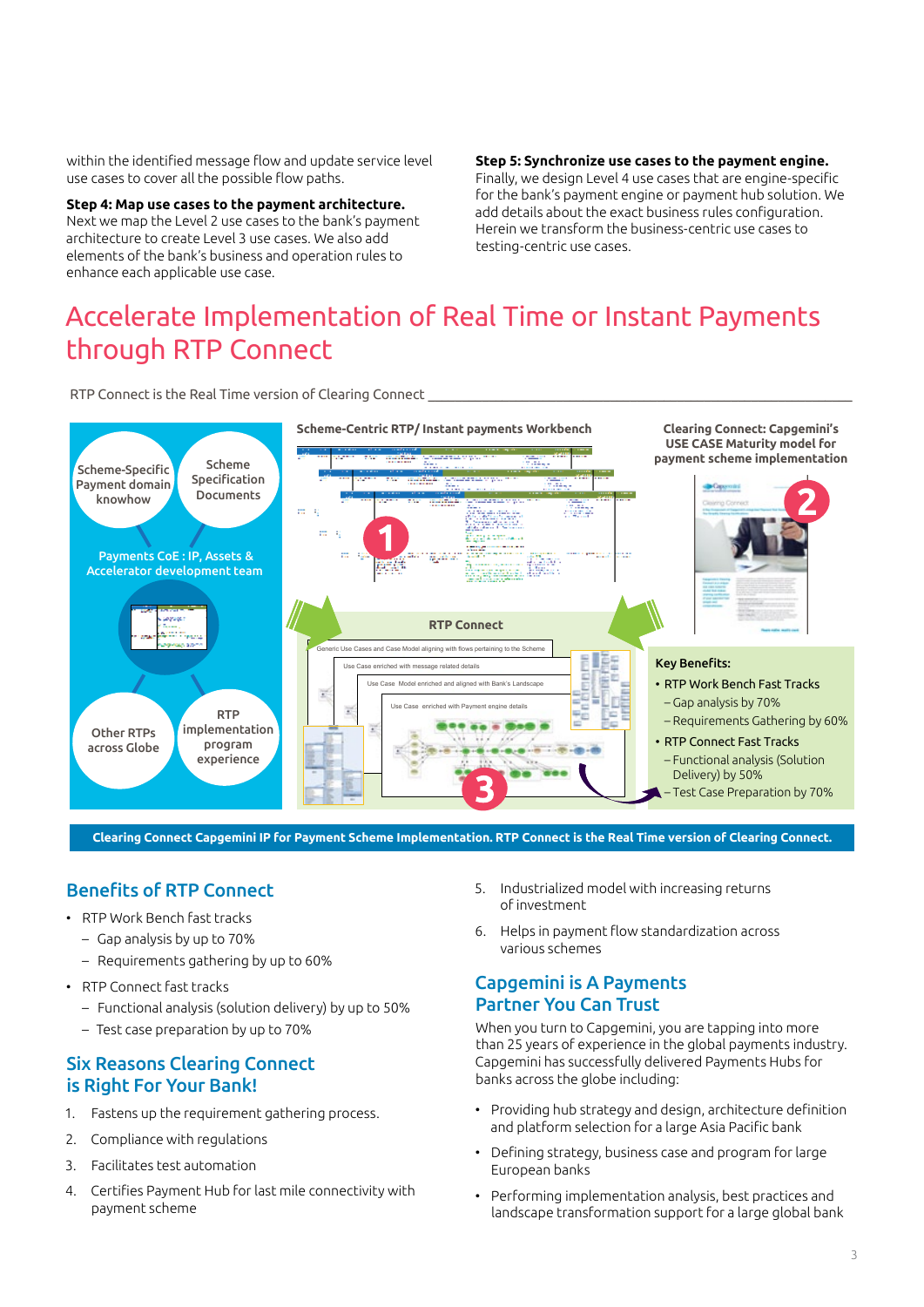within the identified message flow and update service level use cases to cover all the possible flow paths.

**Step 4: Map use cases to the payment architecture.** Next we map the Level 2 use cases to the bank's payment architecture to create Level 3 use cases. We also add elements of the bank's business and operation rules to enhance each applicable use case.

**Step 5: Synchronize use cases to the payment engine.** Finally, we design Level 4 use cases that are engine-specific for the bank's payment engine or payment hub solution. We add details about the exact business rules configuration. Herein we transform the business-centric use cases to testing-centric use cases.

# Accelerate Implementation of Real Time or Instant Payments through RTP Connect

RTP Connect is the Real Time version of Clearing Connect

Scheme-Specific Payment domain knowhow

Scheme Specification Documents

Payments CoE : IP, Assets & Accelerator development team

Other RTPs across Globe

RTP implementation program experience

Scheme-Centric RTP/ Instant payments Workbench

Clearing Connect: Capgemini's USE CASE Maturity model for payment scheme implementation

RTP Connect

Generic Use Cases and Case Model aligning with flows pertaining to the Scheme

Use Case enriched with message related details

Use Case Model enriched and aligned with Bank's Landscape

Use Case enriched with Payment engine details

**Key Benefits:**

- RTP Work Bench Fast Tracks
  - Gap analysis by 70%
  - Requirements Gathering by 60%
- RTP Connect Fast Tracks
  - Functional analysis (Solution Delivery) by 50%
  - Test Case Preparation by 70%

**Clearing Connect Capgemini IP for Payment Scheme Implementation. RTP Connect is the Real Time version of Clearing Connect.**

## Benefits of RTP Connect

- RTP Work Bench fast tracks
  - Gap analysis by up to 70%
  - Requirements gathering by up to 60%
- RTP Connect fast tracks
  - Functional analysis (solution delivery) by up to 50%
  - Test case preparation by up to 70%

## Six Reasons Clearing Connect is Right For Your Bank!

1. Fastens up the requirement gathering process.
2. Compliance with regulations
3. Facilitates test automation
4. Certifies Payment Hub for last mile connectivity with payment scheme
5. Industrialized model with increasing returns of investment
6. Helps in payment flow standardization across various schemes

## Capgemini is A Payments Partner You Can Trust

When you turn to Capgemini, you are tapping into more than 25 years of experience in the global payments industry. Capgemini has successfully delivered Payments Hubs for banks across the globe including:

- Providing hub strategy and design, architecture definition and platform selection for a large Asia Pacific bank
- Defining strategy, business case and program for large European banks
- Performing implementation analysis, best practices and landscape transformation support for a large global bank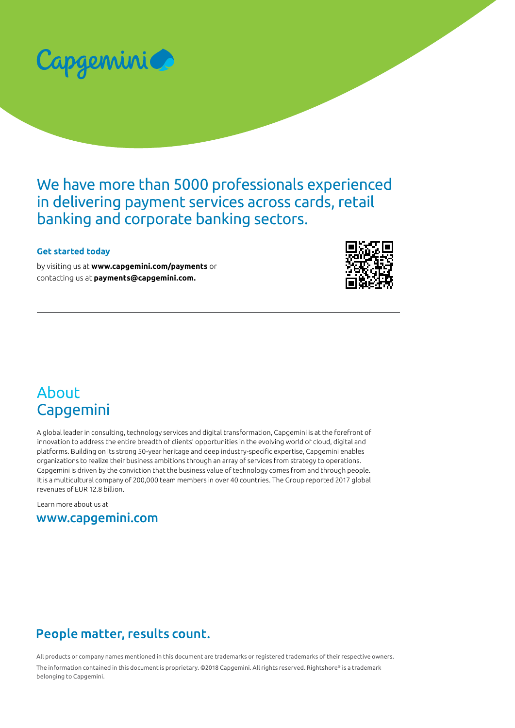We have more than 5000 professionals experienced in delivering payment services across cards, retail banking and corporate banking sectors.

**Get started today**

by visiting us at **www.capgemini.com/payments** or contacting us at **payments@capgemini.com.**

## About Capgemini

A global leader in consulting, technology services and digital transformation, Capgemini is at the forefront of innovation to address the entire breadth of clients' opportunities in the evolving world of cloud, digital and platforms. Building on its strong 50-year heritage and deep industry-specific expertise, Capgemini enables organizations to realize their business ambitions through an array of services from strategy to operations. Capgemini is driven by the conviction that the business value of technology comes from and through people. It is a multicultural company of 200,000 team members in over 40 countries. The Group reported 2017 global revenues of EUR 12.8 billion.

Learn more about us at

**www.capgemini.com**

**People matter, results count.**

All products or company names mentioned in this document are trademarks or registered trademarks of their respective owners.

The information contained in this document is proprietary. ©2018 Capgemini. All rights reserved. Rightshore® is a trademark belonging to Capgemini.